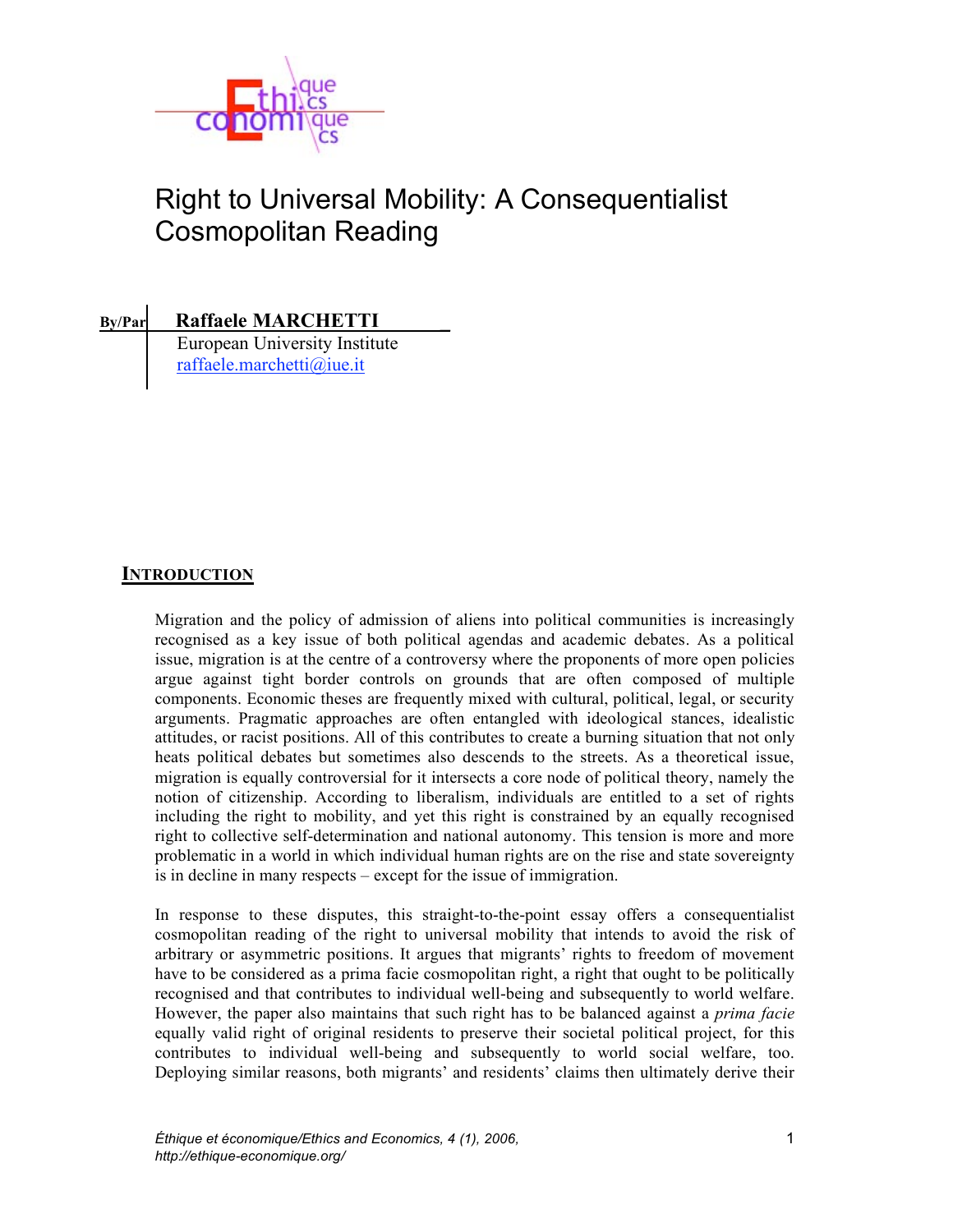# Right to Universal Mobility: A Consequentialist Cosmopolitan Reading

By/Par **Raffaele MARCHETTI**
European University Institute
raffaele.marchetti@iue.it

## INTRODUCTION

Migration and the policy of admission of aliens into political communities is increasingly recognised as a key issue of both political agendas and academic debates. As a political issue, migration is at the centre of a controversy where the proponents of more open policies argue against tight border controls on grounds that are often composed of multiple components. Economic theses are frequently mixed with cultural, political, legal, or security arguments. Pragmatic approaches are often entangled with ideological stances, idealistic attitudes, or racist positions. All of this contributes to create a burning situation that not only heats political debates but sometimes also descends to the streets. As a theoretical issue, migration is equally controversial for it intersects a core node of political theory, namely the notion of citizenship. According to liberalism, individuals are entitled to a set of rights including the right to mobility, and yet this right is constrained by an equally recognised right to collective self-determination and national autonomy. This tension is more and more problematic in a world in which individual human rights are on the rise and state sovereignty is in decline in many respects – except for the issue of immigration.

In response to these disputes, this straight-to-the-point essay offers a consequentialist cosmopolitan reading of the right to universal mobility that intends to avoid the risk of arbitrary or asymmetric positions. It argues that migrants' rights to freedom of movement have to be considered as a prima facie cosmopolitan right, a right that ought to be politically recognised and that contributes to individual well-being and subsequently to world welfare. However, the paper also maintains that such right has to be balanced against a *prima facie* equally valid right of original residents to preserve their societal political project, for this contributes to individual well-being and subsequently to world social welfare, too. Deploying similar reasons, both migrants' and residents' claims then ultimately derive their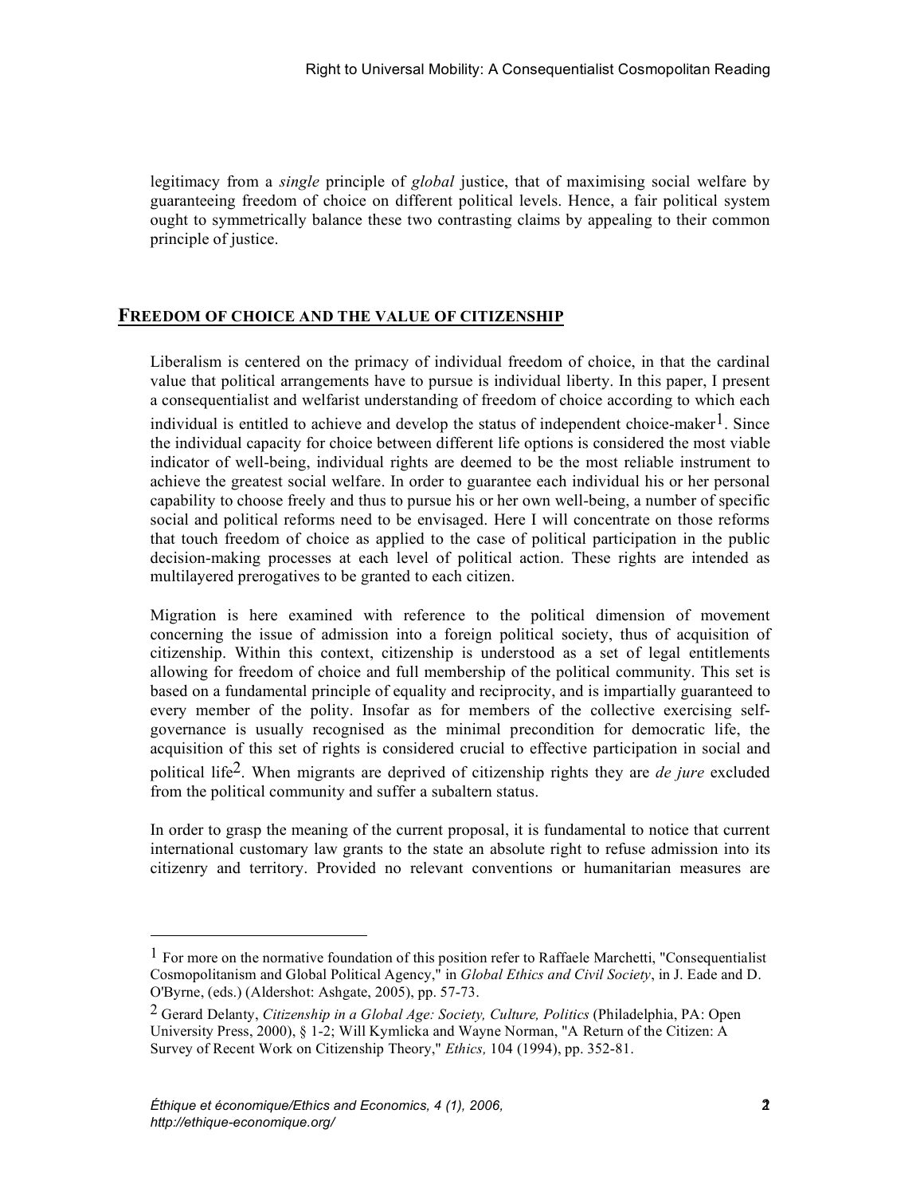legitimacy from a *single* principle of *global* justice, that of maximising social welfare by guaranteeing freedom of choice on different political levels. Hence, a fair political system ought to symmetrically balance these two contrasting claims by appealing to their common principle of justice.

## FREEDOM OF CHOICE AND THE VALUE OF CITIZENSHIP

Liberalism is centered on the primacy of individual freedom of choice, in that the cardinal value that political arrangements have to pursue is individual liberty. In this paper, I present a consequentialist and welfarist understanding of freedom of choice according to which each individual is entitled to achieve and develop the status of independent choice-maker[1]. Since the individual capacity for choice between different life options is considered the most viable indicator of well-being, individual rights are deemed to be the most reliable instrument to achieve the greatest social welfare. In order to guarantee each individual his or her personal capability to choose freely and thus to pursue his or her own well-being, a number of specific social and political reforms need to be envisaged. Here I will concentrate on those reforms that touch freedom of choice as applied to the case of political participation in the public decision-making processes at each level of political action. These rights are intended as multilayered prerogatives to be granted to each citizen.

Migration is here examined with reference to the political dimension of movement concerning the issue of admission into a foreign political society, thus of acquisition of citizenship. Within this context, citizenship is understood as a set of legal entitlements allowing for freedom of choice and full membership of the political community. This set is based on a fundamental principle of equality and reciprocity, and is impartially guaranteed to every member of the polity. Insofar as for members of the collective exercising self-governance is usually recognised as the minimal precondition for democratic life, the acquisition of this set of rights is considered crucial to effective participation in social and political life[2]. When migrants are deprived of citizenship rights they are *de jure* excluded from the political community and suffer a subaltern status.

In order to grasp the meaning of the current proposal, it is fundamental to notice that current international customary law grants to the state an absolute right to refuse admission into its citizenry and territory. Provided no relevant conventions or humanitarian measures are

---

[1] For more on the normative foundation of this position refer to Raffaele Marchetti, "Consequentialist Cosmopolitanism and Global Political Agency," in *Global Ethics and Civil Society*, in J. Eade and D. O'Byrne, (eds.) (Aldershot: Ashgate, 2005), pp. 57-73.

[2] Gerard Delanty, *Citizenship in a Global Age: Society, Culture, Politics* (Philadelphia, PA: Open University Press, 2000), § 1-2; Will Kymlicka and Wayne Norman, "A Return of the Citizen: A Survey of Recent Work on Citizenship Theory," *Ethics,* 104 (1994), pp. 352-81.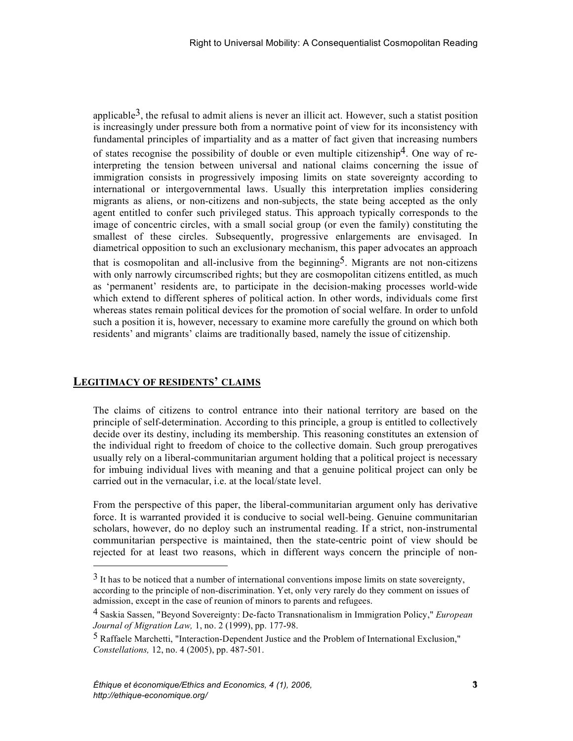applicable[3], the refusal to admit aliens is never an illicit act. However, such a statist position is increasingly under pressure both from a normative point of view for its inconsistency with fundamental principles of impartiality and as a matter of fact given that increasing numbers of states recognise the possibility of double or even multiple citizenship[4]. One way of re-interpreting the tension between universal and national claims concerning the issue of immigration consists in progressively imposing limits on state sovereignty according to international or intergovernmental laws. Usually this interpretation implies considering migrants as aliens, or non-citizens and non-subjects, the state being accepted as the only agent entitled to confer such privileged status. This approach typically corresponds to the image of concentric circles, with a small social group (or even the family) constituting the smallest of these circles. Subsequently, progressive enlargements are envisaged. In diametrical opposition to such an exclusionary mechanism, this paper advocates an approach that is cosmopolitan and all-inclusive from the beginning[5]. Migrants are not non-citizens with only narrowly circumscribed rights; but they are cosmopolitan citizens entitled, as much as 'permanent' residents are, to participate in the decision-making processes world-wide which extend to different spheres of political action. In other words, individuals come first whereas states remain political devices for the promotion of social welfare. In order to unfold such a position it is, however, necessary to examine more carefully the ground on which both residents' and migrants' claims are traditionally based, namely the issue of citizenship.

## LEGITIMACY OF RESIDENTS' CLAIMS

The claims of citizens to control entrance into their national territory are based on the principle of self-determination. According to this principle, a group is entitled to collectively decide over its destiny, including its membership. This reasoning constitutes an extension of the individual right to freedom of choice to the collective domain. Such group prerogatives usually rely on a liberal-communitarian argument holding that a political project is necessary for imbuing individual lives with meaning and that a genuine political project can only be carried out in the vernacular, i.e. at the local/state level.

From the perspective of this paper, the liberal-communitarian argument only has derivative force. It is warranted provided it is conducive to social well-being. Genuine communitarian scholars, however, do no deploy such an instrumental reading. If a strict, non-instrumental communitarian perspective is maintained, then the state-centric point of view should be rejected for at least two reasons, which in different ways concern the principle of non-

---

[3] It has to be noticed that a number of international conventions impose limits on state sovereignty, according to the principle of non-discrimination. Yet, only very rarely do they comment on issues of admission, except in the case of reunion of minors to parents and refugees.

[4] Saskia Sassen, "Beyond Sovereignty: De-facto Transnationalism in Immigration Policy," *European Journal of Migration Law,* 1, no. 2 (1999), pp. 177-98.

[5] Raffaele Marchetti, "Interaction-Dependent Justice and the Problem of International Exclusion," *Constellations,* 12, no. 4 (2005), pp. 487-501.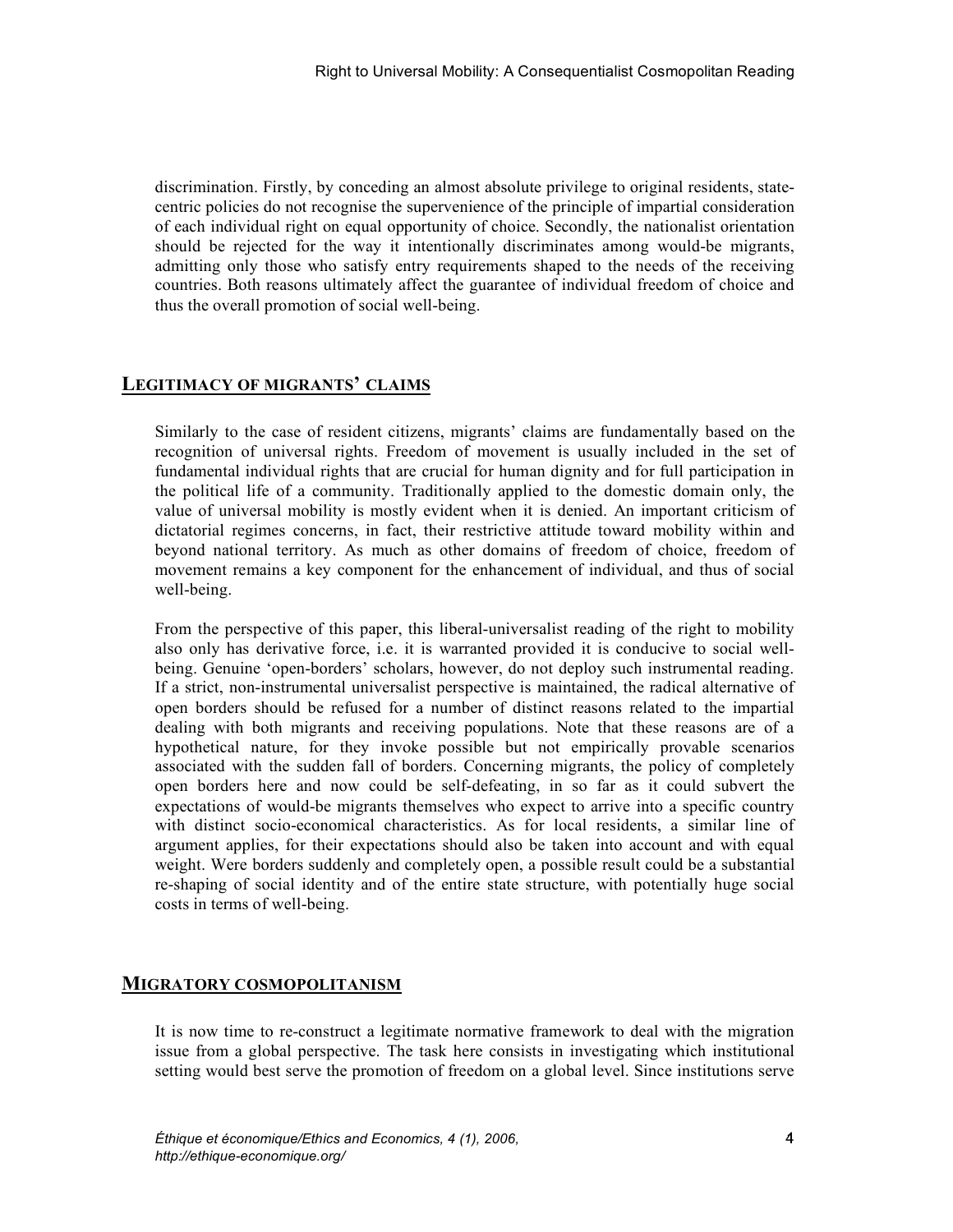discrimination. Firstly, by conceding an almost absolute privilege to original residents, state-centric policies do not recognise the supervenience of the principle of impartial consideration of each individual right on equal opportunity of choice. Secondly, the nationalist orientation should be rejected for the way it intentionally discriminates among would-be migrants, admitting only those who satisfy entry requirements shaped to the needs of the receiving countries. Both reasons ultimately affect the guarantee of individual freedom of choice and thus the overall promotion of social well-being.

## LEGITIMACY OF MIGRANTS' CLAIMS

Similarly to the case of resident citizens, migrants' claims are fundamentally based on the recognition of universal rights. Freedom of movement is usually included in the set of fundamental individual rights that are crucial for human dignity and for full participation in the political life of a community. Traditionally applied to the domestic domain only, the value of universal mobility is mostly evident when it is denied. An important criticism of dictatorial regimes concerns, in fact, their restrictive attitude toward mobility within and beyond national territory. As much as other domains of freedom of choice, freedom of movement remains a key component for the enhancement of individual, and thus of social well-being.

From the perspective of this paper, this liberal-universalist reading of the right to mobility also only has derivative force, i.e. it is warranted provided it is conducive to social well-being. Genuine 'open-borders' scholars, however, do not deploy such instrumental reading. If a strict, non-instrumental universalist perspective is maintained, the radical alternative of open borders should be refused for a number of distinct reasons related to the impartial dealing with both migrants and receiving populations. Note that these reasons are of a hypothetical nature, for they invoke possible but not empirically provable scenarios associated with the sudden fall of borders. Concerning migrants, the policy of completely open borders here and now could be self-defeating, in so far as it could subvert the expectations of would-be migrants themselves who expect to arrive into a specific country with distinct socio-economical characteristics. As for local residents, a similar line of argument applies, for their expectations should also be taken into account and with equal weight. Were borders suddenly and completely open, a possible result could be a substantial re-shaping of social identity and of the entire state structure, with potentially huge social costs in terms of well-being.

## MIGRATORY COSMOPOLITANISM

It is now time to re-construct a legitimate normative framework to deal with the migration issue from a global perspective. The task here consists in investigating which institutional setting would best serve the promotion of freedom on a global level. Since institutions serve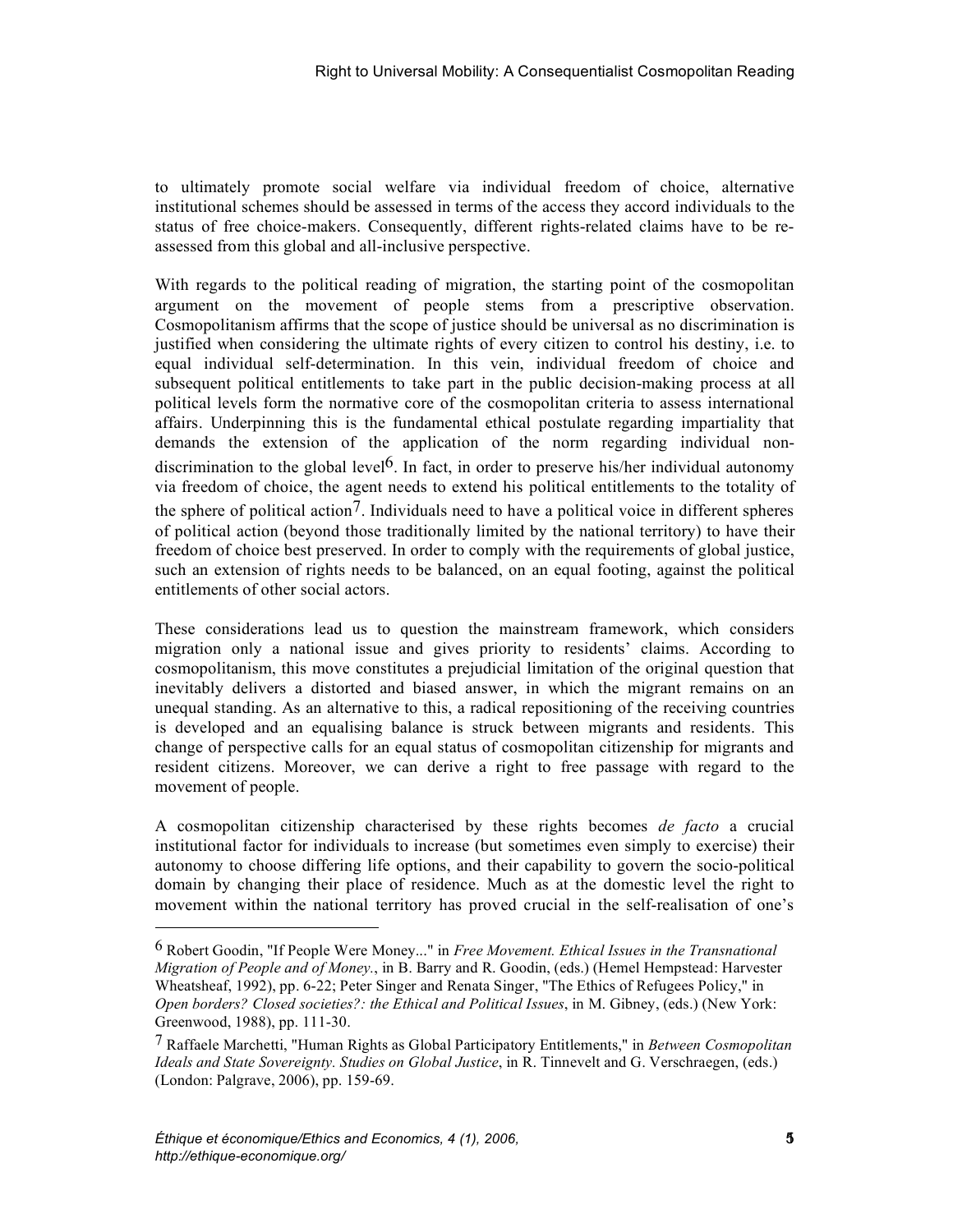to ultimately promote social welfare via individual freedom of choice, alternative institutional schemes should be assessed in terms of the access they accord individuals to the status of free choice-makers. Consequently, different rights-related claims have to be re-assessed from this global and all-inclusive perspective.

With regards to the political reading of migration, the starting point of the cosmopolitan argument on the movement of people stems from a prescriptive observation. Cosmopolitanism affirms that the scope of justice should be universal as no discrimination is justified when considering the ultimate rights of every citizen to control his destiny, i.e. to equal individual self-determination. In this vein, individual freedom of choice and subsequent political entitlements to take part in the public decision-making process at all political levels form the normative core of the cosmopolitan criteria to assess international affairs. Underpinning this is the fundamental ethical postulate regarding impartiality that demands the extension of the application of the norm regarding individual non-discrimination to the global level[6]. In fact, in order to preserve his/her individual autonomy via freedom of choice, the agent needs to extend his political entitlements to the totality of the sphere of political action[7]. Individuals need to have a political voice in different spheres of political action (beyond those traditionally limited by the national territory) to have their freedom of choice best preserved. In order to comply with the requirements of global justice, such an extension of rights needs to be balanced, on an equal footing, against the political entitlements of other social actors.

These considerations lead us to question the mainstream framework, which considers migration only a national issue and gives priority to residents' claims. According to cosmopolitanism, this move constitutes a prejudicial limitation of the original question that inevitably delivers a distorted and biased answer, in which the migrant remains on an unequal standing. As an alternative to this, a radical repositioning of the receiving countries is developed and an equalising balance is struck between migrants and residents. This change of perspective calls for an equal status of cosmopolitan citizenship for migrants and resident citizens. Moreover, we can derive a right to free passage with regard to the movement of people.

A cosmopolitan citizenship characterised by these rights becomes *de facto* a crucial institutional factor for individuals to increase (but sometimes even simply to exercise) their autonomy to choose differing life options, and their capability to govern the socio-political domain by changing their place of residence. Much as at the domestic level the right to movement within the national territory has proved crucial in the self-realisation of one's

---

[6] Robert Goodin, "If People Were Money..." in *Free Movement. Ethical Issues in the Transnational Migration of People and of Money.*, in B. Barry and R. Goodin, (eds.) (Hemel Hempstead: Harvester Wheatsheaf, 1992), pp. 6-22; Peter Singer and Renata Singer, "The Ethics of Refugees Policy," in *Open borders? Closed societies?: the Ethical and Political Issues*, in M. Gibney, (eds.) (New York: Greenwood, 1988), pp. 111-30.

[7] Raffaele Marchetti, "Human Rights as Global Participatory Entitlements," in *Between Cosmopolitan Ideals and State Sovereignty. Studies on Global Justice*, in R. Tinnevelt and G. Verschraegen, (eds.) (London: Palgrave, 2006), pp. 159-69.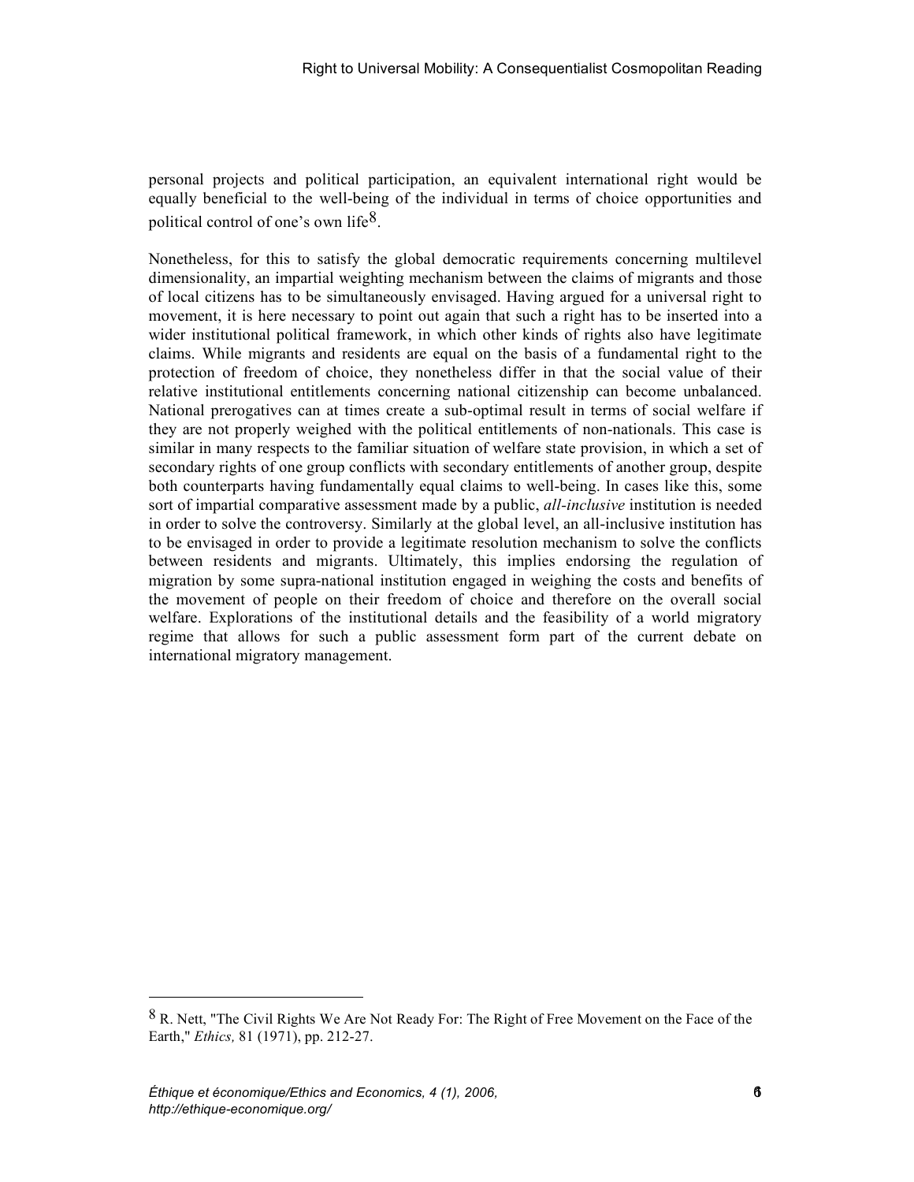personal projects and political participation, an equivalent international right would be equally beneficial to the well-being of the individual in terms of choice opportunities and political control of one's own life[8].

Nonetheless, for this to satisfy the global democratic requirements concerning multilevel dimensionality, an impartial weighting mechanism between the claims of migrants and those of local citizens has to be simultaneously envisaged. Having argued for a universal right to movement, it is here necessary to point out again that such a right has to be inserted into a wider institutional political framework, in which other kinds of rights also have legitimate claims. While migrants and residents are equal on the basis of a fundamental right to the protection of freedom of choice, they nonetheless differ in that the social value of their relative institutional entitlements concerning national citizenship can become unbalanced. National prerogatives can at times create a sub-optimal result in terms of social welfare if they are not properly weighed with the political entitlements of non-nationals. This case is similar in many respects to the familiar situation of welfare state provision, in which a set of secondary rights of one group conflicts with secondary entitlements of another group, despite both counterparts having fundamentally equal claims to well-being. In cases like this, some sort of impartial comparative assessment made by a public, *all-inclusive* institution is needed in order to solve the controversy. Similarly at the global level, an all-inclusive institution has to be envisaged in order to provide a legitimate resolution mechanism to solve the conflicts between residents and migrants. Ultimately, this implies endorsing the regulation of migration by some supra-national institution engaged in weighing the costs and benefits of the movement of people on their freedom of choice and therefore on the overall social welfare. Explorations of the institutional details and the feasibility of a world migratory regime that allows for such a public assessment form part of the current debate on international migratory management.

[8] R. Nett, "The Civil Rights We Are Not Ready For: The Right of Free Movement on the Face of the Earth," *Ethics,* 81 (1971), pp. 212-27.